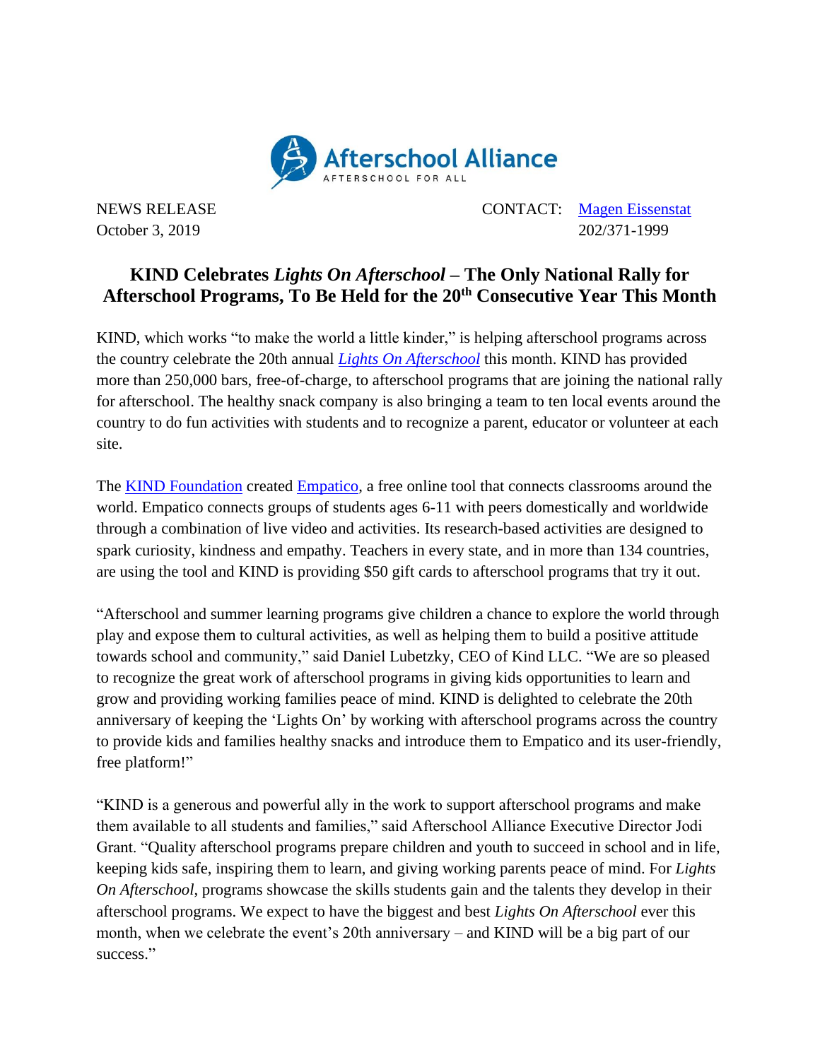Afterschool Alliance
AFTERSCHOOL FOR ALL

NEWS RELEASE
October 3, 2019

CONTACT: Magen Eissenstat
202/371-1999

# KIND Celebrates *Lights On Afterschool* – The Only National Rally for Afterschool Programs, To Be Held for the 20th Consecutive Year This Month

KIND, which works "to make the world a little kinder," is helping afterschool programs across the country celebrate the 20th annual *Lights On Afterschool* this month. KIND has provided more than 250,000 bars, free-of-charge, to afterschool programs that are joining the national rally for afterschool. The healthy snack company is also bringing a team to ten local events around the country to do fun activities with students and to recognize a parent, educator or volunteer at each site.

The KIND Foundation created Empatico, a free online tool that connects classrooms around the world. Empatico connects groups of students ages 6-11 with peers domestically and worldwide through a combination of live video and activities. Its research-based activities are designed to spark curiosity, kindness and empathy. Teachers in every state, and in more than 134 countries, are using the tool and KIND is providing $50 gift cards to afterschool programs that try it out.

"Afterschool and summer learning programs give children a chance to explore the world through play and expose them to cultural activities, as well as helping them to build a positive attitude towards school and community," said Daniel Lubetzky, CEO of Kind LLC. "We are so pleased to recognize the great work of afterschool programs in giving kids opportunities to learn and grow and providing working families peace of mind. KIND is delighted to celebrate the 20th anniversary of keeping the 'Lights On' by working with afterschool programs across the country to provide kids and families healthy snacks and introduce them to Empatico and its user-friendly, free platform!"

"KIND is a generous and powerful ally in the work to support afterschool programs and make them available to all students and families," said Afterschool Alliance Executive Director Jodi Grant. "Quality afterschool programs prepare children and youth to succeed in school and in life, keeping kids safe, inspiring them to learn, and giving working parents peace of mind. For *Lights On Afterschool*, programs showcase the skills students gain and the talents they develop in their afterschool programs. We expect to have the biggest and best *Lights On Afterschool* ever this month, when we celebrate the event's 20th anniversary – and KIND will be a big part of our success."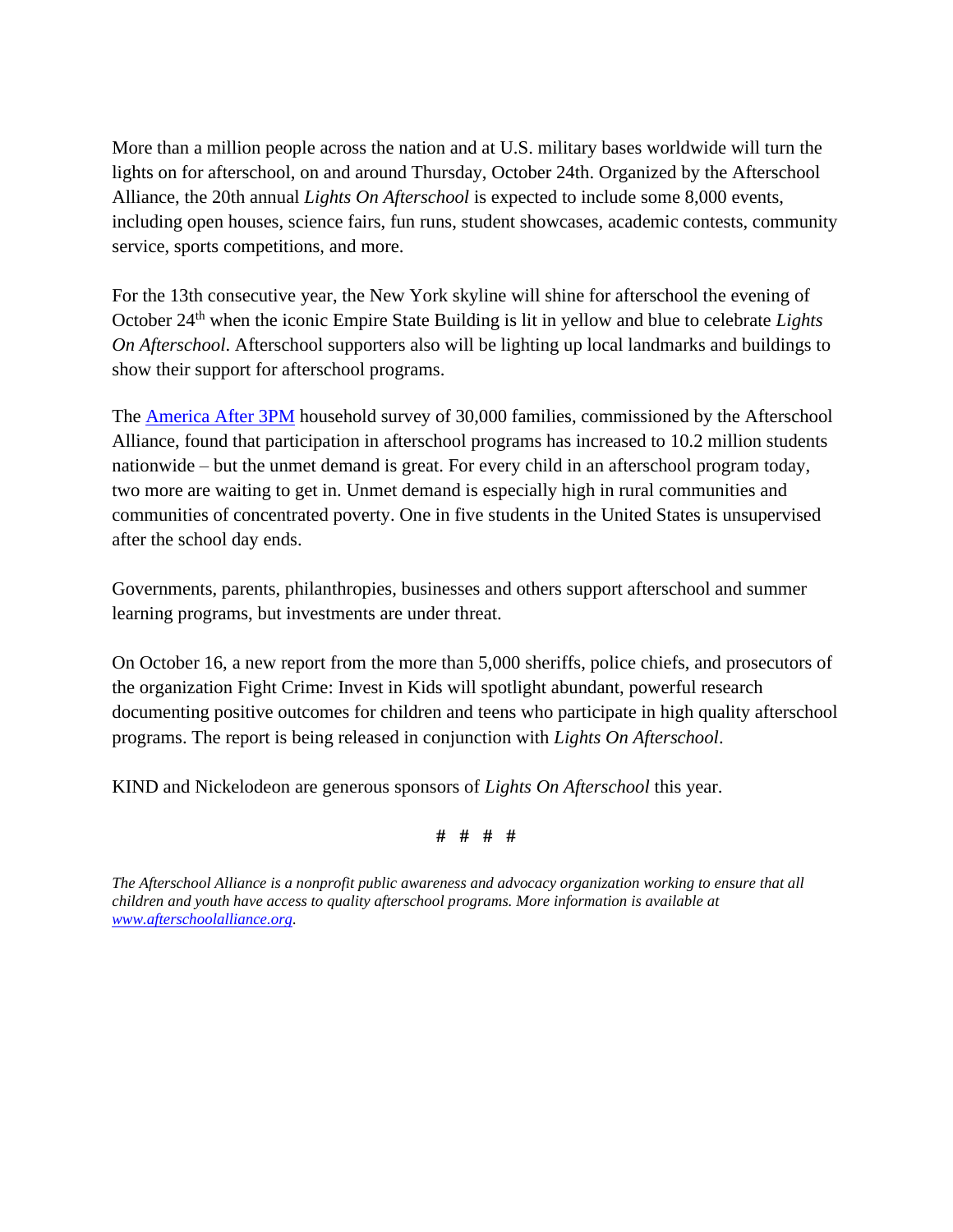More than a million people across the nation and at U.S. military bases worldwide will turn the lights on for afterschool, on and around Thursday, October 24th. Organized by the Afterschool Alliance, the 20th annual *Lights On Afterschool* is expected to include some 8,000 events, including open houses, science fairs, fun runs, student showcases, academic contests, community service, sports competitions, and more.

For the 13th consecutive year, the New York skyline will shine for afterschool the evening of October 24th when the iconic Empire State Building is lit in yellow and blue to celebrate *Lights On Afterschool*. Afterschool supporters also will be lighting up local landmarks and buildings to show their support for afterschool programs.

The America After 3PM household survey of 30,000 families, commissioned by the Afterschool Alliance, found that participation in afterschool programs has increased to 10.2 million students nationwide – but the unmet demand is great. For every child in an afterschool program today, two more are waiting to get in. Unmet demand is especially high in rural communities and communities of concentrated poverty. One in five students in the United States is unsupervised after the school day ends.

Governments, parents, philanthropies, businesses and others support afterschool and summer learning programs, but investments are under threat.

On October 16, a new report from the more than 5,000 sheriffs, police chiefs, and prosecutors of the organization Fight Crime: Invest in Kids will spotlight abundant, powerful research documenting positive outcomes for children and teens who participate in high quality afterschool programs. The report is being released in conjunction with *Lights On Afterschool*.

KIND and Nickelodeon are generous sponsors of *Lights On Afterschool* this year.

# # # #

*The Afterschool Alliance is a nonprofit public awareness and advocacy organization working to ensure that all children and youth have access to quality afterschool programs. More information is available at www.afterschoolalliance.org.*